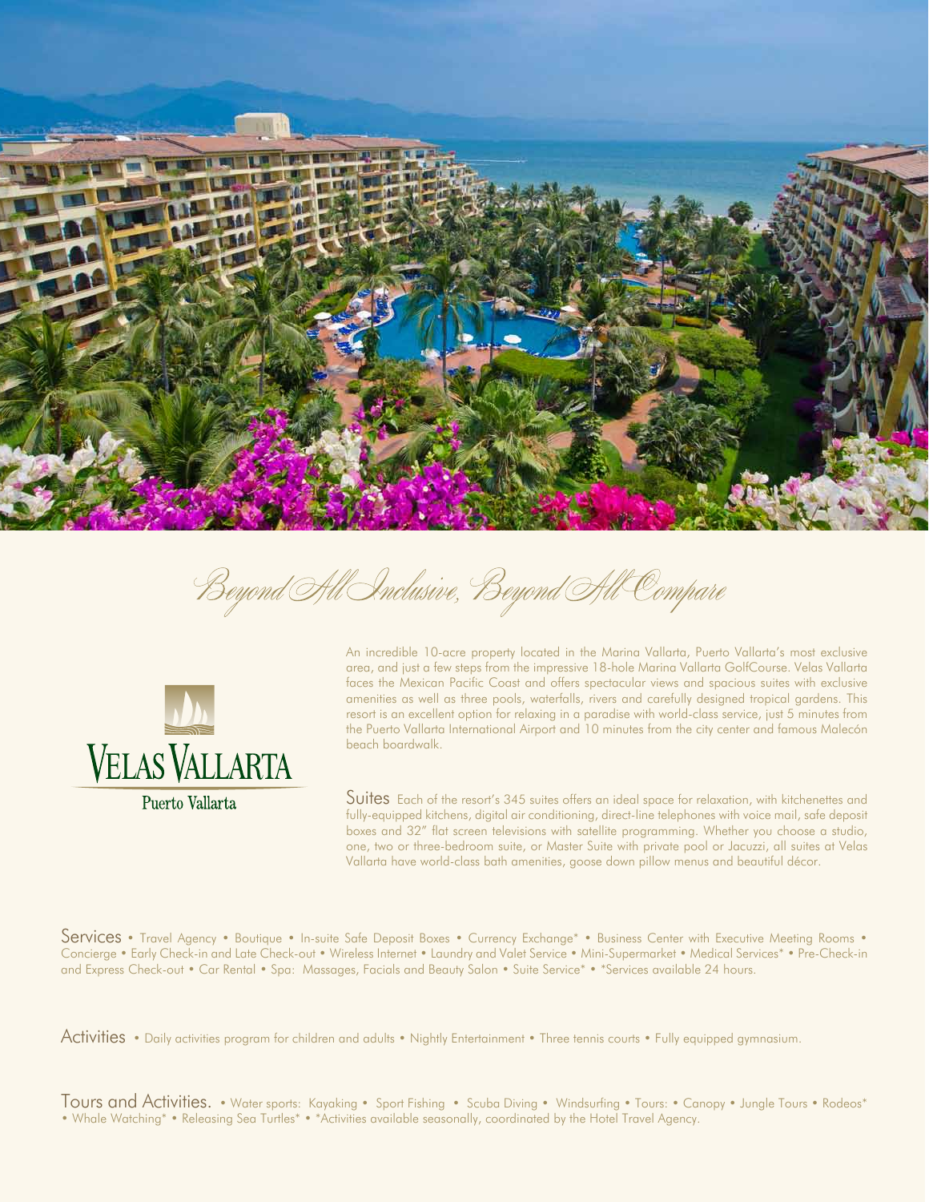*Beyond All Inclusive, Beyond All Compare*

# VELAS VALLARTA

Puerto Vallarta

An incredible 10-acre property located in the Marina Vallarta, Puerto Vallarta's most exclusive area, and just a few steps from the impressive 18-hole Marina Vallarta GolfCourse. Velas Vallarta faces the Mexican Pacific Coast and offers spectacular views and spacious suites with exclusive amenities as well as three pools, waterfalls, rivers and carefully designed tropical gardens. This resort is an excellent option for relaxing in a paradise with world-class service, just 5 minutes from the Puerto Vallarta International Airport and 10 minutes from the city center and famous Malecón beach boardwalk.

**Suites** Each of the resort's 345 suites offers an ideal space for relaxation, with kitchenettes and fully-equipped kitchens, digital air conditioning, direct-line telephones with voice mail, safe deposit boxes and 32" flat screen televisions with satellite programming. Whether you choose a studio, one, two or three-bedroom suite, or Master Suite with private pool or Jacuzzi, all suites at Velas Vallarta have world-class bath amenities, goose down pillow menus and beautiful décor.

**Services** • Travel Agency • Boutique • In-suite Safe Deposit Boxes • Currency Exchange* • Business Center with Executive Meeting Rooms • Concierge • Early Check-in and Late Check-out • Wireless Internet • Laundry and Valet Service • Mini-Supermarket • Medical Services* • Pre-Check-in and Express Check-out • Car Rental • Spa: Massages, Facials and Beauty Salon • Suite Service* • *Services available 24 hours.

**Activities** • Daily activities program for children and adults • Nightly Entertainment • Three tennis courts • Fully equipped gymnasium.

**Tours and Activities.** • Water sports: Kayaking • Sport Fishing • Scuba Diving • Windsurfing • Tours: • Canopy • Jungle Tours • Rodeos* • Whale Watching* • Releasing Sea Turtles* • *Activities available seasonally, coordinated by the Hotel Travel Agency.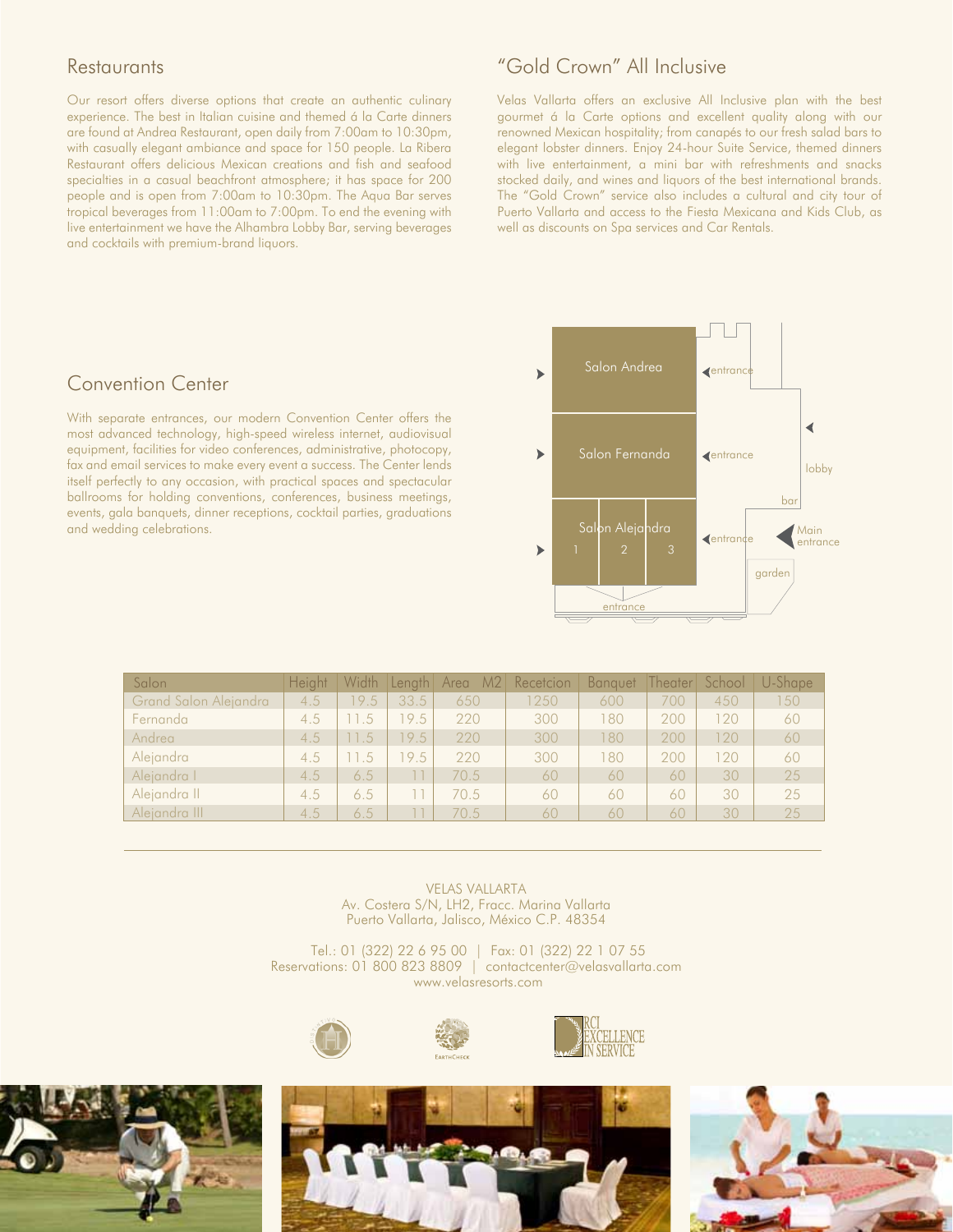## Restaurants

Our resort offers diverse options that create an authentic culinary experience. The best in Italian cuisine and themed á la Carte dinners are found at Andrea Restaurant, open daily from 7:00am to 10:30pm, with casually elegant ambiance and space for 150 people. La Ribera Restaurant offers delicious Mexican creations and fish and seafood specialties in a casual beachfront atmosphere; it has space for 200 people and is open from 7:00am to 10:30pm. The Aqua Bar serves tropical beverages from 11:00am to 7:00pm. To end the evening with live entertainment we have the Alhambra Lobby Bar, serving beverages and cocktails with premium-brand liquors.

## "Gold Crown" All Inclusive

Velas Vallarta offers an exclusive All Inclusive plan with the best gourmet á la Carte options and excellent quality along with our renowned Mexican hospitality; from canapés to our fresh salad bars to elegant lobster dinners. Enjoy 24-hour Suite Service, themed dinners with live entertainment, a mini bar with refreshments and snacks stocked daily, and wines and liquors of the best international brands. The "Gold Crown" service also includes a cultural and city tour of Puerto Vallarta and access to the Fiesta Mexicana and Kids Club, as well as discounts on Spa services and Car Rentals.

## Convention Center

With separate entrances, our modern Convention Center offers the most advanced technology, high-speed wireless internet, audiovisual equipment, facilities for video conferences, administrative, photocopy, fax and email services to make every event a success. The Center lends itself perfectly to any occasion, with practical spaces and spectacular ballrooms for holding conventions, conferences, business meetings, events, gala banquets, dinner receptions, cocktail parties, graduations and wedding celebrations.

Salon Andrea
entrance
Salon Fernanda
entrance
lobby
bar
Salon Alejandra
1
2
3
entrance
Main entrance
garden
entrance

| Salon | Height | Width | Length | Area M2 | Recetcion | Banquet | Theater | School | U-Shape |
|---|---|---|---|---|---|---|---|---|---|
| Grand Salon Alejandra | 4.5 | 19.5 | 33.5 | 650 | 1250 | 600 | 700 | 450 | 150 |
| Fernanda | 4.5 | 11.5 | 19.5 | 220 | 300 | 180 | 200 | 120 | 60 |
| Andrea | 4.5 | 11.5 | 19.5 | 220 | 300 | 180 | 200 | 120 | 60 |
| Alejandra | 4.5 | 11.5 | 19.5 | 220 | 300 | 180 | 200 | 120 | 60 |
| Alejandra I | 4.5 | 6.5 | 11 | 70.5 | 60 | 60 | 60 | 30 | 25 |
| Alejandra II | 4.5 | 6.5 | 11 | 70.5 | 60 | 60 | 60 | 30 | 25 |
| Alejandra III | 4.5 | 6.5 | 11 | 70.5 | 60 | 60 | 60 | 30 | 25 |

VELAS VALLARTA
Av. Costera S/N, LH2, Fracc. Marina Vallarta
Puerto Vallarta, Jalisco, México C.P. 48354

Tel.: 01 (322) 22 6 95 00 | Fax: 01 (322) 22 1 07 55
Reservations: 01 800 823 8809 | contactcenter@velasvallarta.com
www.velasresorts.com

EARTHCHECK

RCI EXCELLENCE IN SERVICE